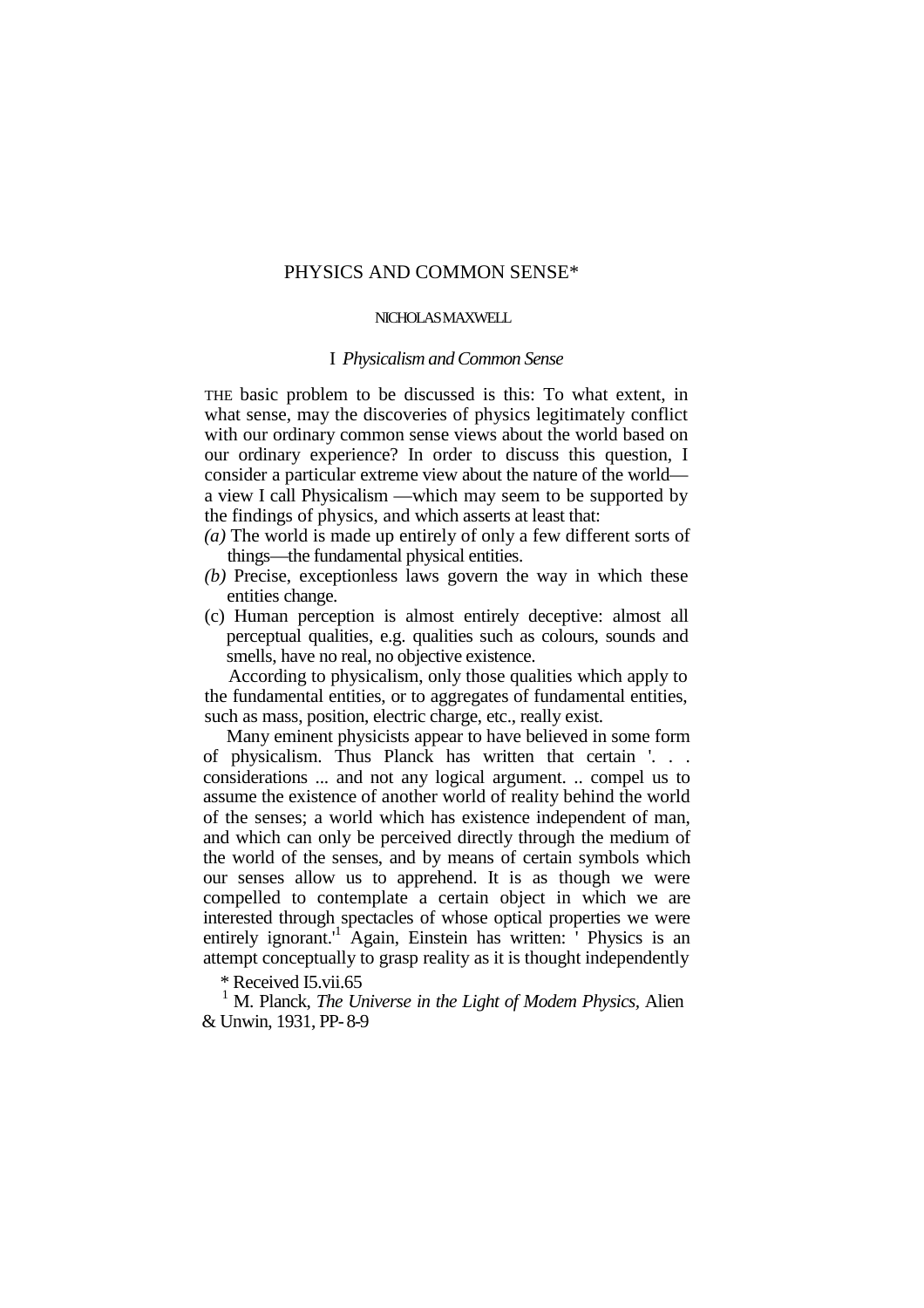# PHYSICS AND COMMON SENSE*

NICHOLAS MAXWELL

## I *Physicalism and Common Sense*

THE basic problem to be discussed is this: To what extent, in what sense, may the discoveries of physics legitimately conflict with our ordinary common sense views about the world based on our ordinary experience? In order to discuss this question, I consider a particular extreme view about the nature of the world—a view I call Physicalism —which may seem to be supported by the findings of physics, and which asserts at least that:

*(a)* The world is made up entirely of only a few different sorts of things—the fundamental physical entities.

*(b)* Precise, exceptionless laws govern the way in which these entities change.

(c) Human perception is almost entirely deceptive: almost all perceptual qualities, e.g. qualities such as colours, sounds and smells, have no real, no objective existence.

According to physicalism, only those qualities which apply to the fundamental entities, or to aggregates of fundamental entities, such as mass, position, electric charge, etc., really exist.

Many eminent physicists appear to have believed in some form of physicalism. Thus Planck has written that certain '. . . considerations ... and not any logical argument. .. compel us to assume the existence of another world of reality behind the world of the senses; a world which has existence independent of man, and which can only be perceived directly through the medium of the world of the senses, and by means of certain symbols which our senses allow us to apprehend. It is as though we were compelled to contemplate a certain object in which we are interested through spectacles of whose optical properties we were entirely ignorant.'[1] Again, Einstein has written: ' Physics is an attempt conceptually to grasp reality as it is thought independently

\* Received I5.vii.65

[1] M. Planck, *The Universe in the Light of Modem Physics,* Alien & Unwin, 1931, PP- 8-9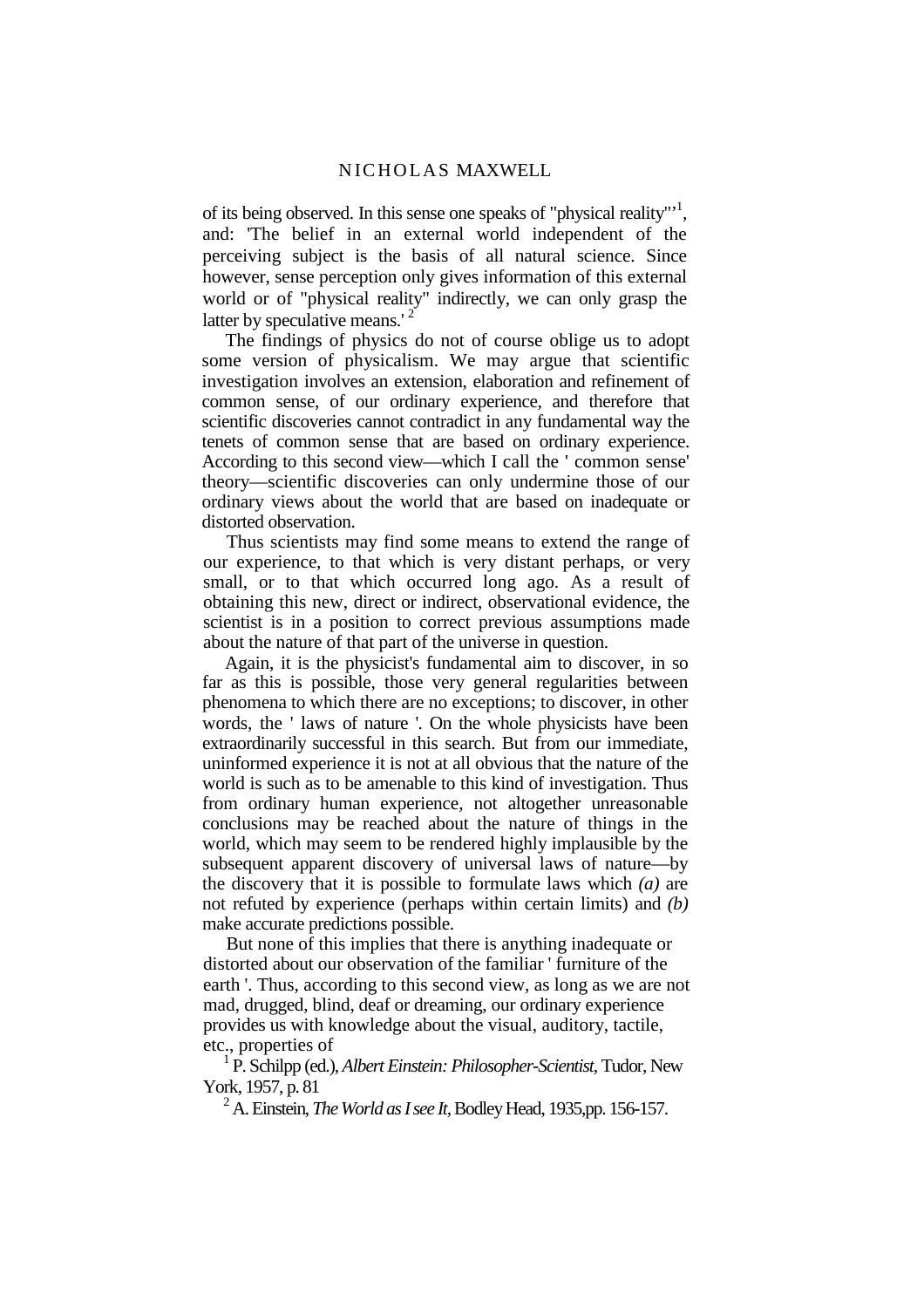of its being observed. In this sense one speaks of "physical reality"'[1], and: 'The belief in an external world independent of the perceiving subject is the basis of all natural science. Since however, sense perception only gives information of this external world or of "physical reality" indirectly, we can only grasp the latter by speculative means.'[2]

The findings of physics do not of course oblige us to adopt some version of physicalism. We may argue that scientific investigation involves an extension, elaboration and refinement of common sense, of our ordinary experience, and therefore that scientific discoveries cannot contradict in any fundamental way the tenets of common sense that are based on ordinary experience. According to this second view—which I call the ' common sense' theory—scientific discoveries can only undermine those of our ordinary views about the world that are based on inadequate or distorted observation.

Thus scientists may find some means to extend the range of our experience, to that which is very distant perhaps, or very small, or to that which occurred long ago. As a result of obtaining this new, direct or indirect, observational evidence, the scientist is in a position to correct previous assumptions made about the nature of that part of the universe in question.

Again, it is the physicist's fundamental aim to discover, in so far as this is possible, those very general regularities between phenomena to which there are no exceptions; to discover, in other words, the ' laws of nature '. On the whole physicists have been extraordinarily successful in this search. But from our immediate, uninformed experience it is not at all obvious that the nature of the world is such as to be amenable to this kind of investigation. Thus from ordinary human experience, not altogether unreasonable conclusions may be reached about the nature of things in the world, which may seem to be rendered highly implausible by the subsequent apparent discovery of universal laws of nature—by the discovery that it is possible to formulate laws which *(a)* are not refuted by experience (perhaps within certain limits) and *(b)* make accurate predictions possible.

But none of this implies that there is anything inadequate or distorted about our observation of the familiar ' furniture of the earth '. Thus, according to this second view, as long as we are not mad, drugged, blind, deaf or dreaming, our ordinary experience provides us with knowledge about the visual, auditory, tactile, etc., properties of

[1] P. Schilpp (ed.), *Albert Einstein: Philosopher-Scientist*, Tudor, New York, 1957, p. 81

[2] A. Einstein, *The World as I see It*, Bodley Head, 1935,pp. 156-157.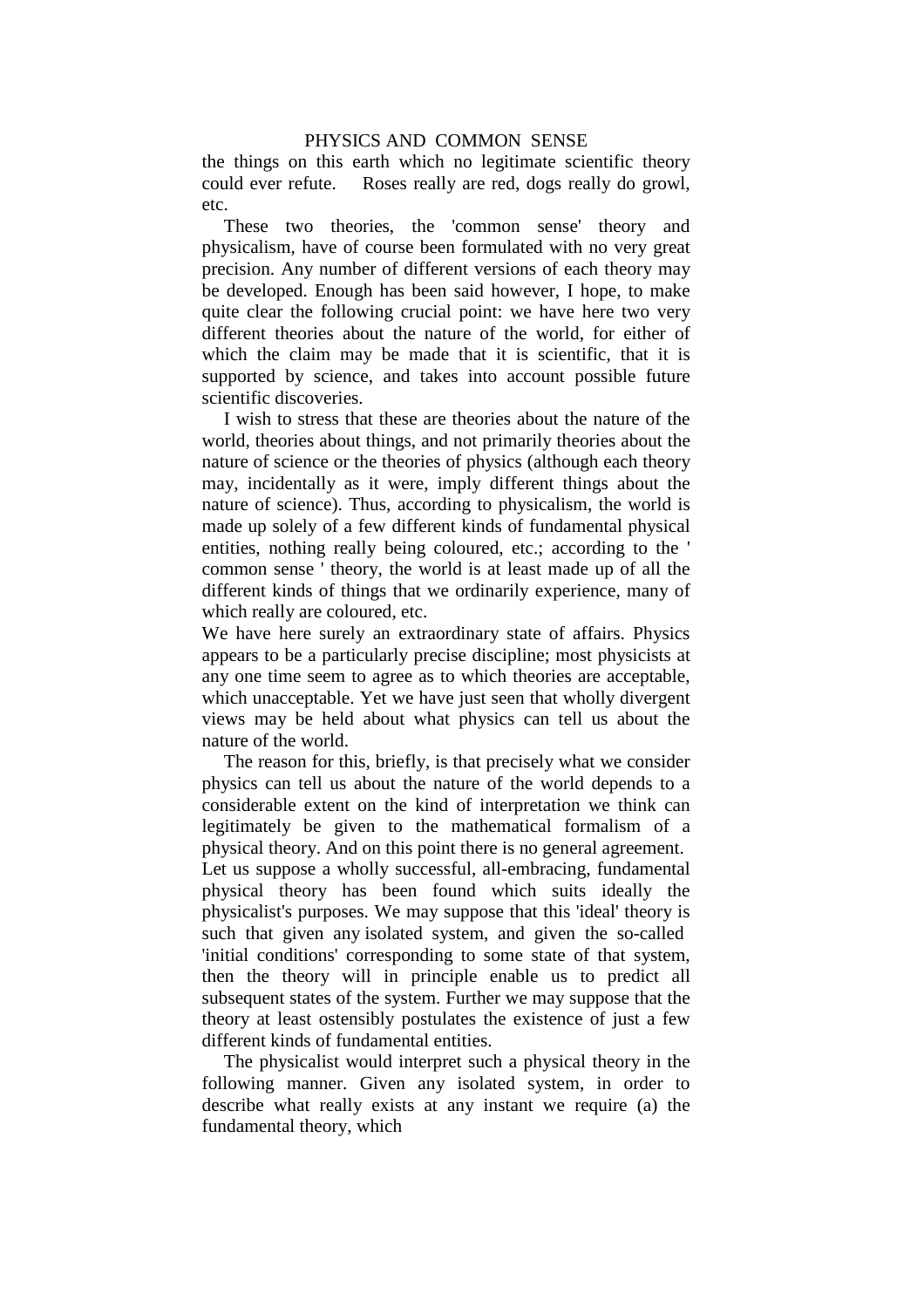the things on this earth which no legitimate scientific theory could ever refute. Roses really are red, dogs really do growl, etc.

These two theories, the 'common sense' theory and physicalism, have of course been formulated with no very great precision. Any number of different versions of each theory may be developed. Enough has been said however, I hope, to make quite clear the following crucial point: we have here two very different theories about the nature of the world, for either of which the claim may be made that it is scientific, that it is supported by science, and takes into account possible future scientific discoveries.

I wish to stress that these are theories about the nature of the world, theories about things, and not primarily theories about the nature of science or the theories of physics (although each theory may, incidentally as it were, imply different things about the nature of science). Thus, according to physicalism, the world is made up solely of a few different kinds of fundamental physical entities, nothing really being coloured, etc.; according to the ' common sense ' theory, the world is at least made up of all the different kinds of things that we ordinarily experience, many of which really are coloured, etc.

We have here surely an extraordinary state of affairs. Physics appears to be a particularly precise discipline; most physicists at any one time seem to agree as to which theories are acceptable, which unacceptable. Yet we have just seen that wholly divergent views may be held about what physics can tell us about the nature of the world.

The reason for this, briefly, is that precisely what we consider physics can tell us about the nature of the world depends to a considerable extent on the kind of interpretation we think can legitimately be given to the mathematical formalism of a physical theory. And on this point there is no general agreement.

Let us suppose a wholly successful, all-embracing, fundamental physical theory has been found which suits ideally the physicalist's purposes. We may suppose that this 'ideal' theory is such that given any isolated system, and given the so-called 'initial conditions' corresponding to some state of that system, then the theory will in principle enable us to predict all subsequent states of the system. Further we may suppose that the theory at least ostensibly postulates the existence of just a few different kinds of fundamental entities.

The physicalist would interpret such a physical theory in the following manner. Given any isolated system, in order to describe what really exists at any instant we require (a) the fundamental theory, which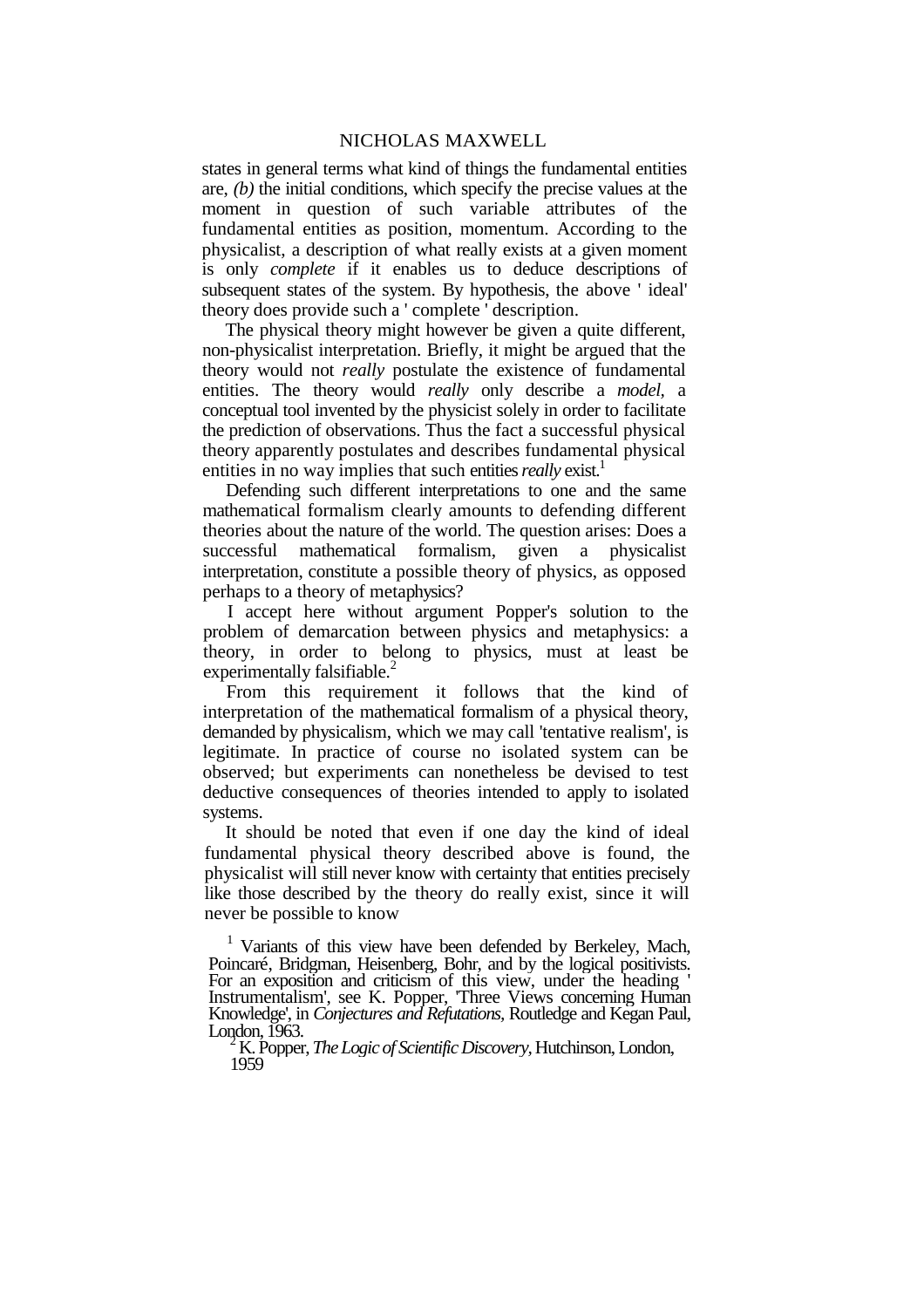states in general terms what kind of things the fundamental entities are, *(b)* the initial conditions, which specify the precise values at the moment in question of such variable attributes of the fundamental entities as position, momentum. According to the physicalist, a description of what really exists at a given moment is only *complete* if it enables us to deduce descriptions of subsequent states of the system. By hypothesis, the above ' ideal' theory does provide such a ' complete ' description.

The physical theory might however be given a quite different, non-physicalist interpretation. Briefly, it might be argued that the theory would not *really* postulate the existence of fundamental entities. The theory would *really* only describe a *model,* a conceptual tool invented by the physicist solely in order to facilitate the prediction of observations. Thus the fact a successful physical theory apparently postulates and describes fundamental physical entities in no way implies that such entities *really* exist.[1]

Defending such different interpretations to one and the same mathematical formalism clearly amounts to defending different theories about the nature of the world. The question arises: Does a successful mathematical formalism, given a physicalist interpretation, constitute a possible theory of physics, as opposed perhaps to a theory of metaphysics?

I accept here without argument Popper's solution to the problem of demarcation between physics and metaphysics: a theory, in order to belong to physics, must at least be experimentally falsifiable.[2]

From this requirement it follows that the kind of interpretation of the mathematical formalism of a physical theory, demanded by physicalism, which we may call 'tentative realism', is legitimate. In practice of course no isolated system can be observed; but experiments can nonetheless be devised to test deductive consequences of theories intended to apply to isolated systems.

It should be noted that even if one day the kind of ideal fundamental physical theory described above is found, the physicalist will still never know with certainty that entities precisely like those described by the theory do really exist, since it will never be possible to know

[1] Variants of this view have been defended by Berkeley, Mach, Poincaré, Bridgman, Heisenberg, Bohr, and by the logical positivists. For an exposition and criticism of this view, under the heading ' Instrumentalism', see K. Popper, 'Three Views concerning Human Knowledge', in *Conjectures and Refutations,* Routledge and Kegan Paul, London, 1963.

[2] K. Popper, *The Logic of Scientific Discovery,* Hutchinson, London, 1959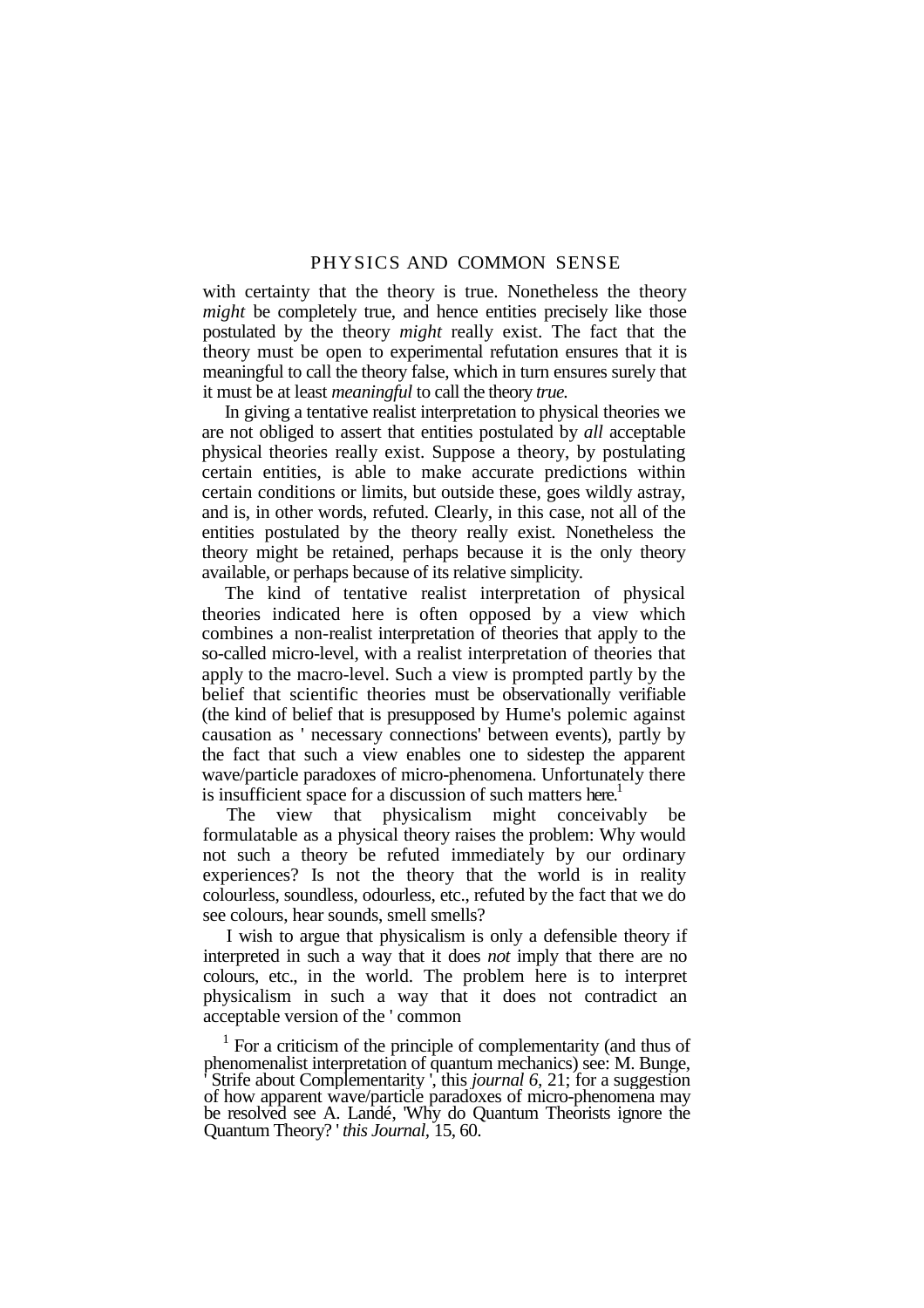with certainty that the theory is true. Nonetheless the theory *might* be completely true, and hence entities precisely like those postulated by the theory *might* really exist. The fact that the theory must be open to experimental refutation ensures that it is meaningful to call the theory false, which in turn ensures surely that it must be at least *meaningful* to call the theory *true*.

In giving a tentative realist interpretation to physical theories we are not obliged to assert that entities postulated by *all* acceptable physical theories really exist. Suppose a theory, by postulating certain entities, is able to make accurate predictions within certain conditions or limits, but outside these, goes wildly astray, and is, in other words, refuted. Clearly, in this case, not all of the entities postulated by the theory really exist. Nonetheless the theory might be retained, perhaps because it is the only theory available, or perhaps because of its relative simplicity.

The kind of tentative realist interpretation of physical theories indicated here is often opposed by a view which combines a non-realist interpretation of theories that apply to the so-called micro-level, with a realist interpretation of theories that apply to the macro-level. Such a view is prompted partly by the belief that scientific theories must be observationally verifiable (the kind of belief that is presupposed by Hume's polemic against causation as ' necessary connections' between events), partly by the fact that such a view enables one to sidestep the apparent wave/particle paradoxes of micro-phenomena. Unfortunately there is insufficient space for a discussion of such matters here.[1]

The view that physicalism might conceivably be formulatable as a physical theory raises the problem: Why would not such a theory be refuted immediately by our ordinary experiences? Is not the theory that the world is in reality colourless, soundless, odourless, etc., refuted by the fact that we do see colours, hear sounds, smell smells?

I wish to argue that physicalism is only a defensible theory if interpreted in such a way that it does *not* imply that there are no colours, etc., in the world. The problem here is to interpret physicalism in such a way that it does not contradict an acceptable version of the ' common

[1] For a criticism of the principle of complementarity (and thus of phenomenalist interpretation of quantum mechanics) see: M. Bunge, ' Strife about Complementarity ', this *journal 6*, 21; for a suggestion of how apparent wave/particle paradoxes of micro-phenomena may be resolved see A. Landé, 'Why do Quantum Theorists ignore the Quantum Theory? ' *this Journal*, 15, 60.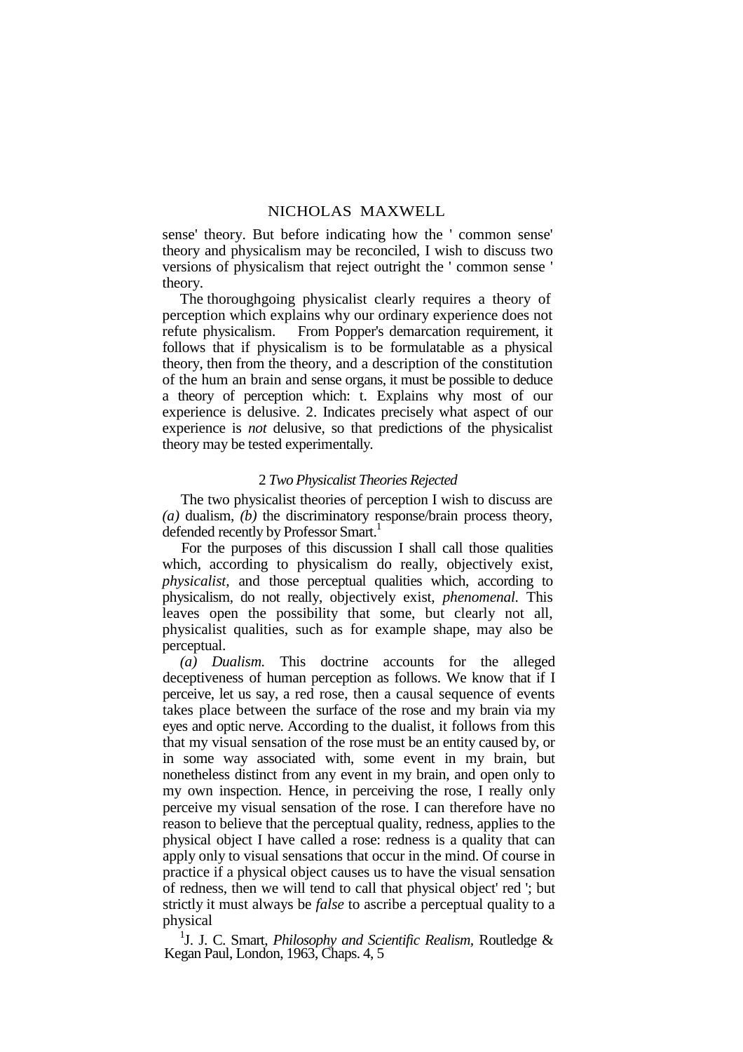sense' theory. But before indicating how the ' common sense' theory and physicalism may be reconciled, I wish to discuss two versions of physicalism that reject outright the ' common sense ' theory.

The thoroughgoing physicalist clearly requires a theory of perception which explains why our ordinary experience does not refute physicalism. From Popper's demarcation requirement, it follows that if physicalism is to be formulatable as a physical theory, then from the theory, and a description of the constitution of the hum an brain and sense organs, it must be possible to deduce a theory of perception which: t. Explains why most of our experience is delusive. 2. Indicates precisely what aspect of our experience is *not* delusive, so that predictions of the physicalist theory may be tested experimentally.

## 2 *Two Physicalist Theories Rejected*

The two physicalist theories of perception I wish to discuss are *(a)* dualism, *(b)* the discriminatory response/brain process theory, defended recently by Professor Smart.[1]

For the purposes of this discussion I shall call those qualities which, according to physicalism do really, objectively exist, *physicalist*, and those perceptual qualities which, according to physicalism, do not really, objectively exist, *phenomenal*. This leaves open the possibility that some, but clearly not all, physicalist qualities, such as for example shape, may also be perceptual.

*(a) Dualism.* This doctrine accounts for the alleged deceptiveness of human perception as follows. We know that if I perceive, let us say, a red rose, then a causal sequence of events takes place between the surface of the rose and my brain via my eyes and optic nerve. According to the dualist, it follows from this that my visual sensation of the rose must be an entity caused by, or in some way associated with, some event in my brain, but nonetheless distinct from any event in my brain, and open only to my own inspection. Hence, in perceiving the rose, I really only perceive my visual sensation of the rose. I can therefore have no reason to believe that the perceptual quality, redness, applies to the physical object I have called a rose: redness is a quality that can apply only to visual sensations that occur in the mind. Of course in practice if a physical object causes us to have the visual sensation of redness, then we will tend to call that physical object' red '; but strictly it must always be *false* to ascribe a perceptual quality to a physical

[1] J. J. C. Smart, *Philosophy and Scientific Realism*, Routledge & Kegan Paul, London, 1963, Chaps. 4, 5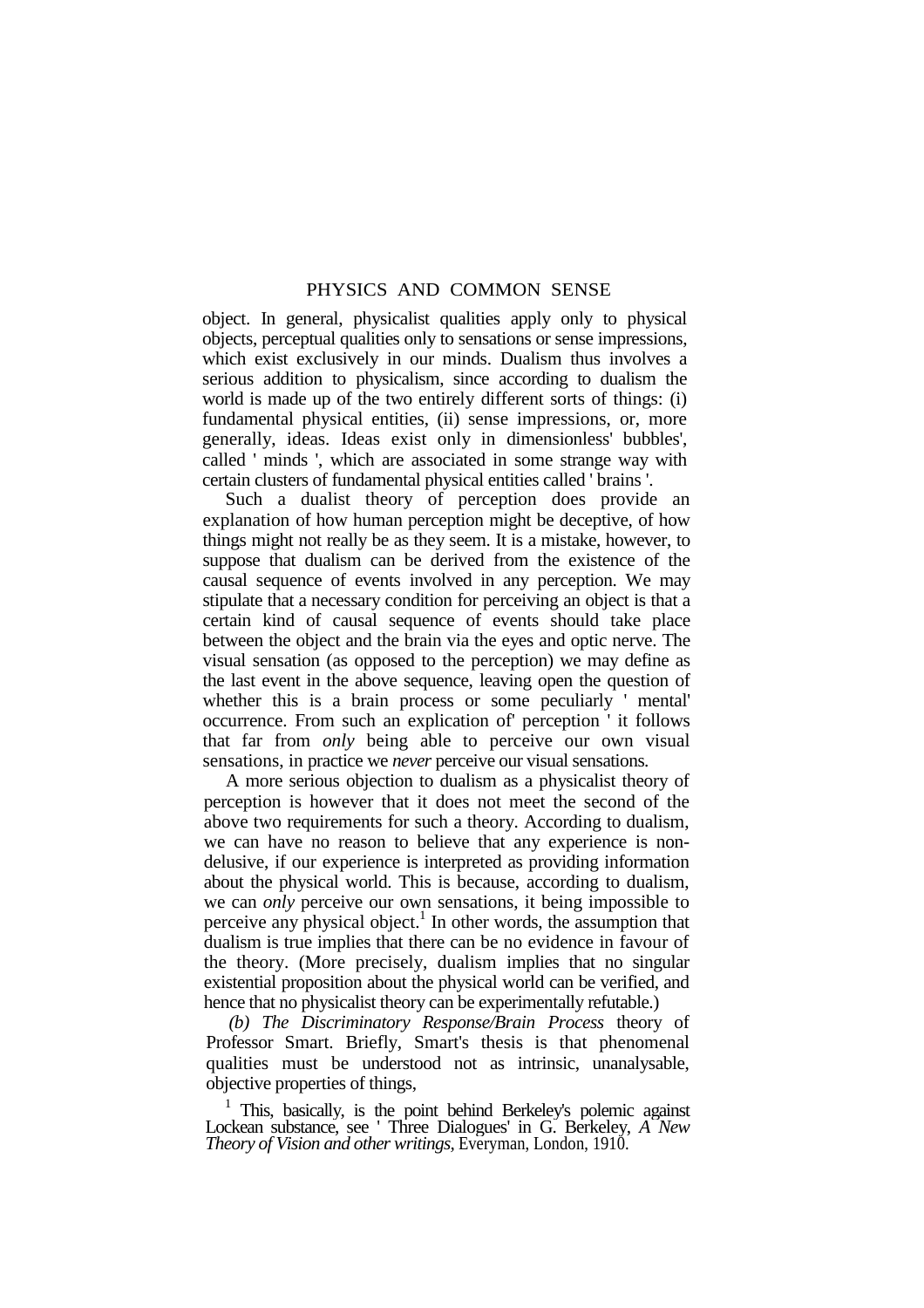object. In general, physicalist qualities apply only to physical objects, perceptual qualities only to sensations or sense impressions, which exist exclusively in our minds. Dualism thus involves a serious addition to physicalism, since according to dualism the world is made up of the two entirely different sorts of things: (i) fundamental physical entities, (ii) sense impressions, or, more generally, ideas. Ideas exist only in dimensionless' bubbles', called ' minds ', which are associated in some strange way with certain clusters of fundamental physical entities called ' brains '.

Such a dualist theory of perception does provide an explanation of how human perception might be deceptive, of how things might not really be as they seem. It is a mistake, however, to suppose that dualism can be derived from the existence of the causal sequence of events involved in any perception. We may stipulate that a necessary condition for perceiving an object is that a certain kind of causal sequence of events should take place between the object and the brain via the eyes and optic nerve. The visual sensation (as opposed to the perception) we may define as the last event in the above sequence, leaving open the question of whether this is a brain process or some peculiarly ' mental' occurrence. From such an explication of' perception ' it follows that far from *only* being able to perceive our own visual sensations, in practice we *never* perceive our visual sensations.

A more serious objection to dualism as a physicalist theory of perception is however that it does not meet the second of the above two requirements for such a theory. According to dualism, we can have no reason to believe that any experience is non-delusive, if our experience is interpreted as providing information about the physical world. This is because, according to dualism, we can *only* perceive our own sensations, it being impossible to perceive any physical object.[1] In other words, the assumption that dualism is true implies that there can be no evidence in favour of the theory. (More precisely, dualism implies that no singular existential proposition about the physical world can be verified, and hence that no physicalist theory can be experimentally refutable.)

*(b) The Discriminatory Response/Brain Process* theory of Professor Smart. Briefly, Smart's thesis is that phenomenal qualities must be understood not as intrinsic, unanalysable, objective properties of things,

[1] This, basically, is the point behind Berkeley's polemic against Lockean substance, see ' Three Dialogues' in G. Berkeley, *A New Theory of Vision and other writings*, Everyman, London, 1910.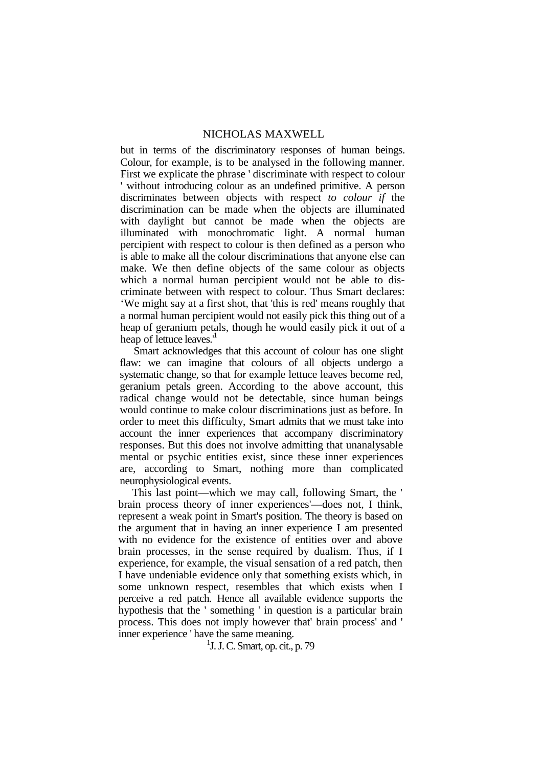but in terms of the discriminatory responses of human beings. Colour, for example, is to be analysed in the following manner. First we explicate the phrase ' discriminate with respect to colour ' without introducing colour as an undefined primitive. A person discriminates between objects with respect *to colour if* the discrimination can be made when the objects are illuminated with daylight but cannot be made when the objects are illuminated with monochromatic light. A normal human percipient with respect to colour is then defined as a person who is able to make all the colour discriminations that anyone else can make. We then define objects of the same colour as objects which a normal human percipient would not be able to discriminate between with respect to colour. Thus Smart declares: 'We might say at a first shot, that 'this is red' means roughly that a normal human percipient would not easily pick this thing out of a heap of geranium petals, though he would easily pick it out of a heap of lettuce leaves.'[1]

Smart acknowledges that this account of colour has one slight flaw: we can imagine that colours of all objects undergo a systematic change, so that for example lettuce leaves become red, geranium petals green. According to the above account, this radical change would not be detectable, since human beings would continue to make colour discriminations just as before. In order to meet this difficulty, Smart admits that we must take into account the inner experiences that accompany discriminatory responses. But this does not involve admitting that unanalysable mental or psychic entities exist, since these inner experiences are, according to Smart, nothing more than complicated neurophysiological events.

This last point—which we may call, following Smart, the ' brain process theory of inner experiences'—does not, I think, represent a weak point in Smart's position. The theory is based on the argument that in having an inner experience I am presented with no evidence for the existence of entities over and above brain processes, in the sense required by dualism. Thus, if I experience, for example, the visual sensation of a red patch, then I have undeniable evidence only that something exists which, in some unknown respect, resembles that which exists when I perceive a red patch. Hence all available evidence supports the hypothesis that the ' something ' in question is a particular brain process. This does not imply however that' brain process' and ' inner experience ' have the same meaning.

[1]J. J. C. Smart, op. cit., p. 79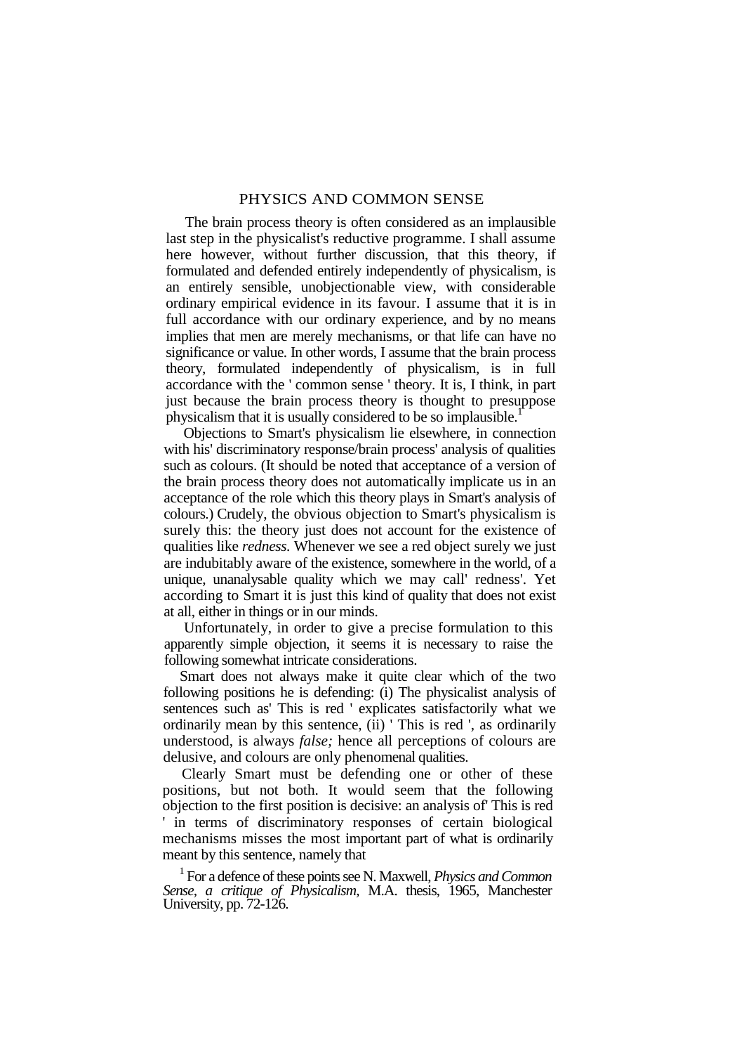## PHYSICS AND COMMON SENSE

The brain process theory is often considered as an implausible last step in the physicalist's reductive programme. I shall assume here however, without further discussion, that this theory, if formulated and defended entirely independently of physicalism, is an entirely sensible, unobjectionable view, with considerable ordinary empirical evidence in its favour. I assume that it is in full accordance with our ordinary experience, and by no means implies that men are merely mechanisms, or that life can have no significance or value. In other words, I assume that the brain process theory, formulated independently of physicalism, is in full accordance with the ' common sense ' theory. It is, I think, in part just because the brain process theory is thought to presuppose physicalism that it is usually considered to be so implausible.[1]

Objections to Smart's physicalism lie elsewhere, in connection with his' discriminatory response/brain process' analysis of qualities such as colours. (It should be noted that acceptance of a version of the brain process theory does not automatically implicate us in an acceptance of the role which this theory plays in Smart's analysis of colours.) Crudely, the obvious objection to Smart's physicalism is surely this: the theory just does not account for the existence of qualities like *redness.* Whenever we see a red object surely we just are indubitably aware of the existence, somewhere in the world, of a unique, unanalysable quality which we may call' redness'. Yet according to Smart it is just this kind of quality that does not exist at all, either in things or in our minds.

Unfortunately, in order to give a precise formulation to this apparently simple objection, it seems it is necessary to raise the following somewhat intricate considerations.

Smart does not always make it quite clear which of the two following positions he is defending: (i) The physicalist analysis of sentences such as' This is red ' explicates satisfactorily what we ordinarily mean by this sentence, (ii) ' This is red ', as ordinarily understood, is always *false;* hence all perceptions of colours are delusive, and colours are only phenomenal qualities.

Clearly Smart must be defending one or other of these positions, but not both. It would seem that the following objection to the first position is decisive: an analysis of' This is red ' in terms of discriminatory responses of certain biological mechanisms misses the most important part of what is ordinarily meant by this sentence, namely that

[1] For a defence of these points see N. Maxwell, *Physics and Common Sense, a critique of Physicalism,* M.A. thesis, 1965, Manchester University, pp. 72-126.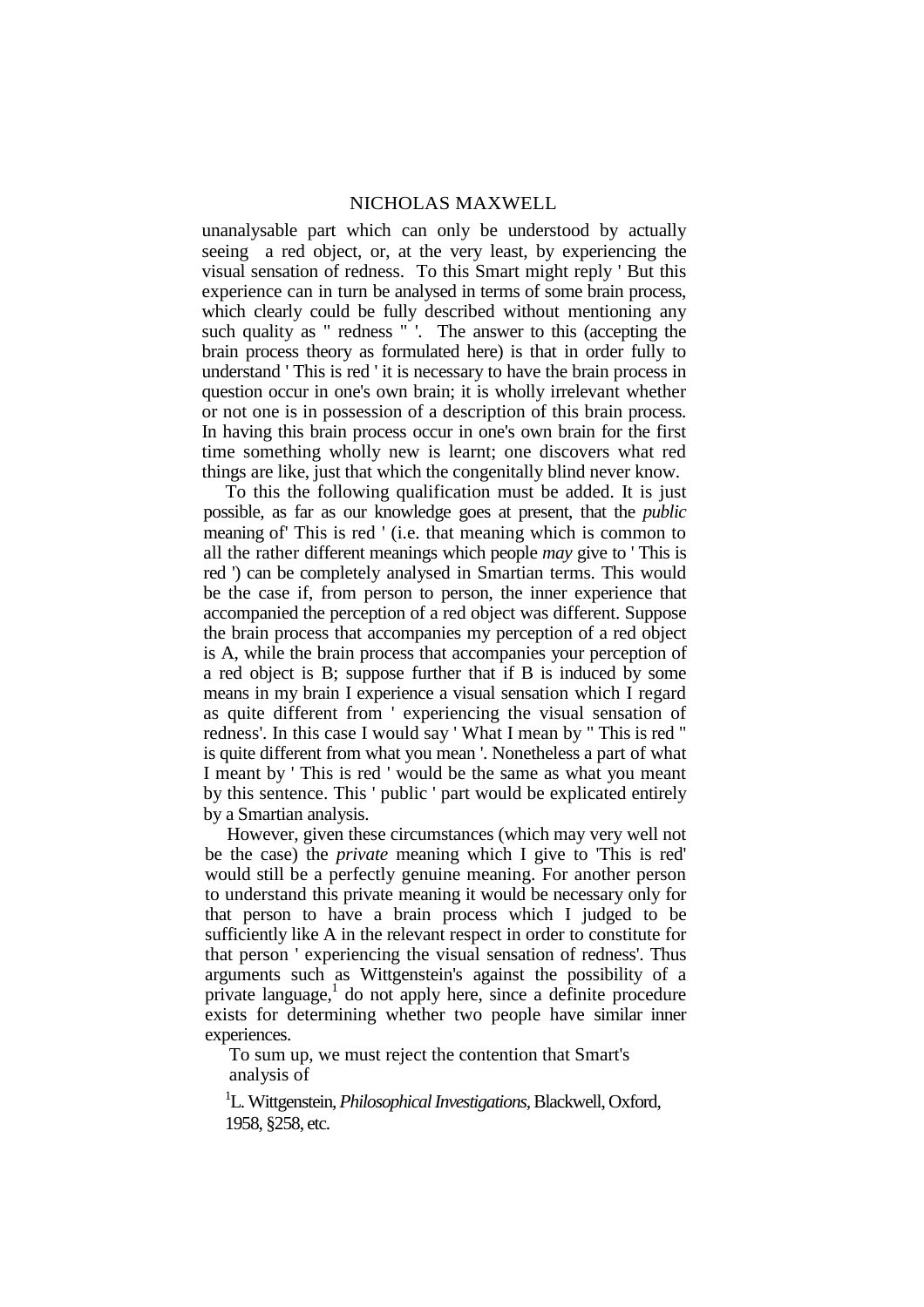unanalysable part which can only be understood by actually seeing a red object, or, at the very least, by experiencing the visual sensation of redness. To this Smart might reply ' But this experience can in turn be analysed in terms of some brain process, which clearly could be fully described without mentioning any such quality as " redness " '. The answer to this (accepting the brain process theory as formulated here) is that in order fully to understand ' This is red ' it is necessary to have the brain process in question occur in one's own brain; it is wholly irrelevant whether or not one is in possession of a description of this brain process. In having this brain process occur in one's own brain for the first time something wholly new is learnt; one discovers what red things are like, just that which the congenitally blind never know.

To this the following qualification must be added. It is just possible, as far as our knowledge goes at present, that the *public* meaning of' This is red ' (i.e. that meaning which is common to all the rather different meanings which people *may* give to ' This is red ') can be completely analysed in Smartian terms. This would be the case if, from person to person, the inner experience that accompanied the perception of a red object was different. Suppose the brain process that accompanies my perception of a red object is A, while the brain process that accompanies your perception of a red object is B; suppose further that if B is induced by some means in my brain I experience a visual sensation which I regard as quite different from ' experiencing the visual sensation of redness'. In this case I would say ' What I mean by " This is red " is quite different from what you mean '. Nonetheless a part of what I meant by ' This is red ' would be the same as what you meant by this sentence. This ' public ' part would be explicated entirely by a Smartian analysis.

However, given these circumstances (which may very well not be the case) the *private* meaning which I give to 'This is red' would still be a perfectly genuine meaning. For another person to understand this private meaning it would be necessary only for that person to have a brain process which I judged to be sufficiently like A in the relevant respect in order to constitute for that person ' experiencing the visual sensation of redness'. Thus arguments such as Wittgenstein's against the possibility of a private language,[1] do not apply here, since a definite procedure exists for determining whether two people have similar inner experiences.

To sum up, we must reject the contention that Smart's analysis of

[1] L. Wittgenstein, *Philosophical Investigations*, Blackwell, Oxford, 1958, §258, etc.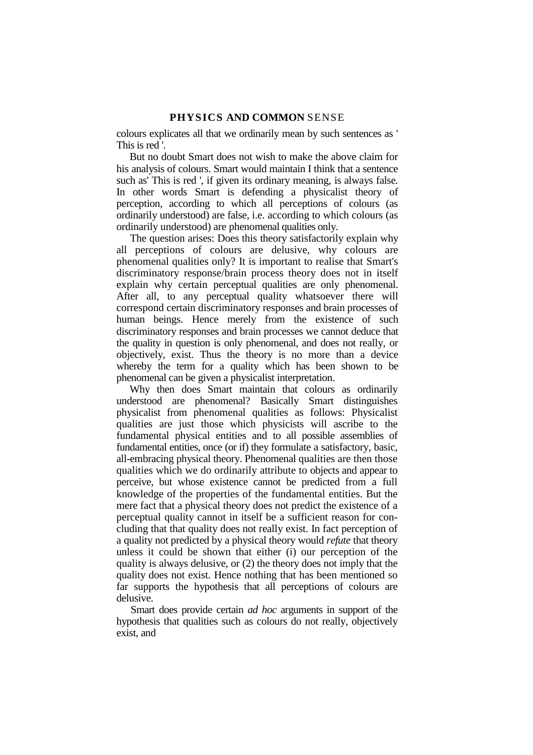colours explicates all that we ordinarily mean by such sentences as ' This is red '.

But no doubt Smart does not wish to make the above claim for his analysis of colours. Smart would maintain I think that a sentence such as' This is red ', if given its ordinary meaning, is always false. In other words Smart is defending a physicalist theory of perception, according to which all perceptions of colours (as ordinarily understood) are false, i.e. according to which colours (as ordinarily understood) are phenomenal qualities only.

The question arises: Does this theory satisfactorily explain why all perceptions of colours are delusive, why colours are phenomenal qualities only? It is important to realise that Smart's discriminatory response/brain process theory does not in itself explain why certain perceptual qualities are only phenomenal. After all, to any perceptual quality whatsoever there will correspond certain discriminatory responses and brain processes of human beings. Hence merely from the existence of such discriminatory responses and brain processes we cannot deduce that the quality in question is only phenomenal, and does not really, or objectively, exist. Thus the theory is no more than a device whereby the term for a quality which has been shown to be phenomenal can be given a physicalist interpretation.

Why then does Smart maintain that colours as ordinarily understood are phenomenal? Basically Smart distinguishes physicalist from phenomenal qualities as follows: Physicalist qualities are just those which physicists will ascribe to the fundamental physical entities and to all possible assemblies of fundamental entities, once (or if) they formulate a satisfactory, basic, all-embracing physical theory. Phenomenal qualities are then those qualities which we do ordinarily attribute to objects and appear to perceive, but whose existence cannot be predicted from a full knowledge of the properties of the fundamental entities. But the mere fact that a physical theory does not predict the existence of a perceptual quality cannot in itself be a sufficient reason for concluding that that quality does not really exist. In fact perception of a quality not predicted by a physical theory would *refute* that theory unless it could be shown that either (i) our perception of the quality is always delusive, or (2) the theory does not imply that the quality does not exist. Hence nothing that has been mentioned so far supports the hypothesis that all perceptions of colours are delusive.

Smart does provide certain *ad hoc* arguments in support of the hypothesis that qualities such as colours do not really, objectively exist, and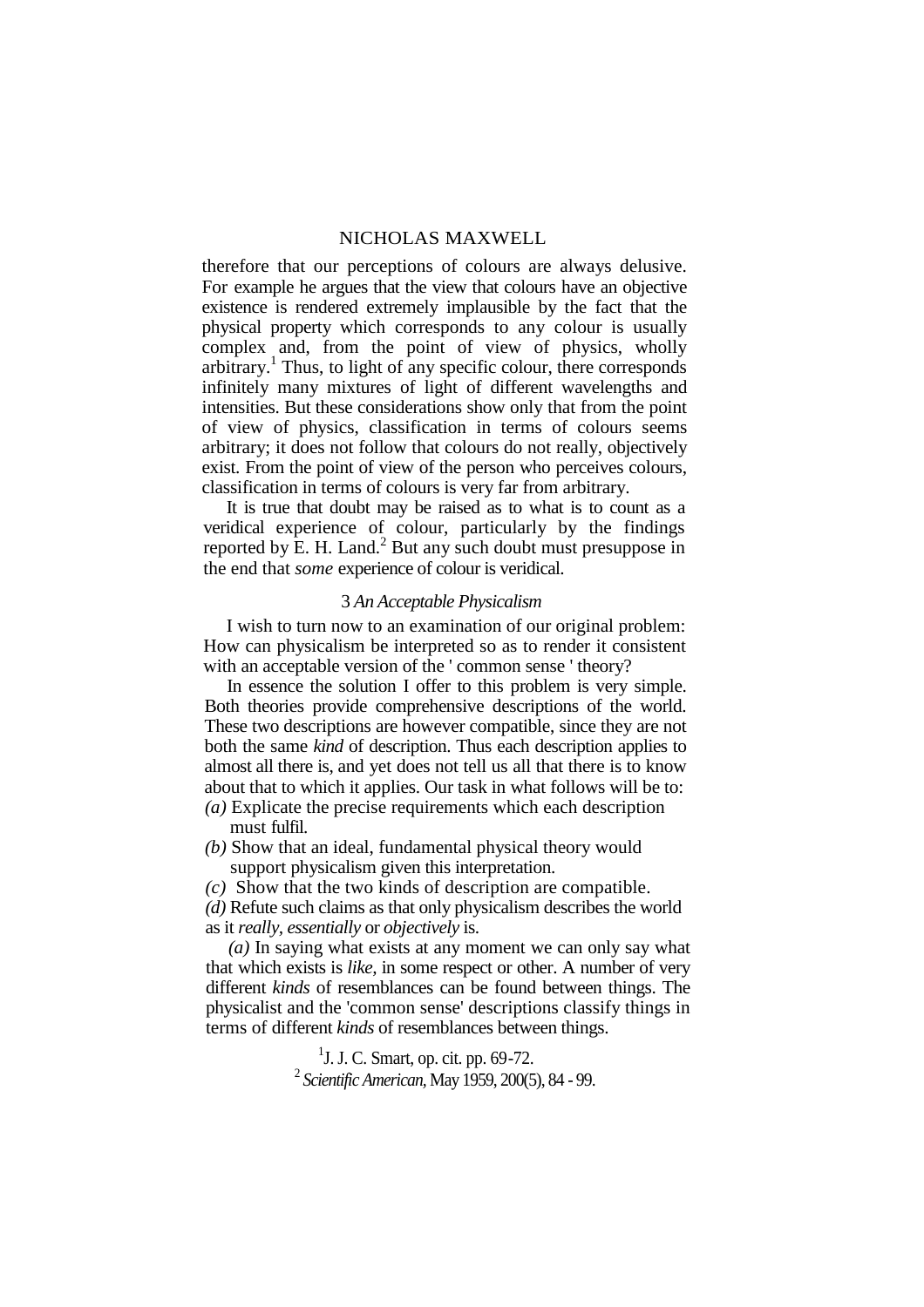therefore that our perceptions of colours are always delusive. For example he argues that the view that colours have an objective existence is rendered extremely implausible by the fact that the physical property which corresponds to any colour is usually complex and, from the point of view of physics, wholly arbitrary.[1] Thus, to light of any specific colour, there corresponds infinitely many mixtures of light of different wavelengths and intensities. But these considerations show only that from the point of view of physics, classification in terms of colours seems arbitrary; it does not follow that colours do not really, objectively exist. From the point of view of the person who perceives colours, classification in terms of colours is very far from arbitrary.

It is true that doubt may be raised as to what is to count as a veridical experience of colour, particularly by the findings reported by E. H. Land.[2] But any such doubt must presuppose in the end that *some* experience of colour is veridical.

## 3 *An Acceptable Physicalism*

I wish to turn now to an examination of our original problem: How can physicalism be interpreted so as to render it consistent with an acceptable version of the ' common sense ' theory?

In essence the solution I offer to this problem is very simple. Both theories provide comprehensive descriptions of the world. These two descriptions are however compatible, since they are not both the same *kind* of description. Thus each description applies to almost all there is, and yet does not tell us all that there is to know about that to which it applies. Our task in what follows will be to:

*(a)* Explicate the precise requirements which each description must fulfil.

*(b)* Show that an ideal, fundamental physical theory would support physicalism given this interpretation.

*(c)* Show that the two kinds of description are compatible.

*(d)* Refute such claims as that only physicalism describes the world as it *really*, *essentially* or *objectively* is.

*(a)* In saying what exists at any moment we can only say what that which exists is *like*, in some respect or other. A number of very different *kinds* of resemblances can be found between things. The physicalist and the 'common sense' descriptions classify things in terms of different *kinds* of resemblances between things.

[1] J. J. C. Smart, op. cit. pp. 69-72.

[2] *Scientific American*, May 1959, 200(5), 84 - 99.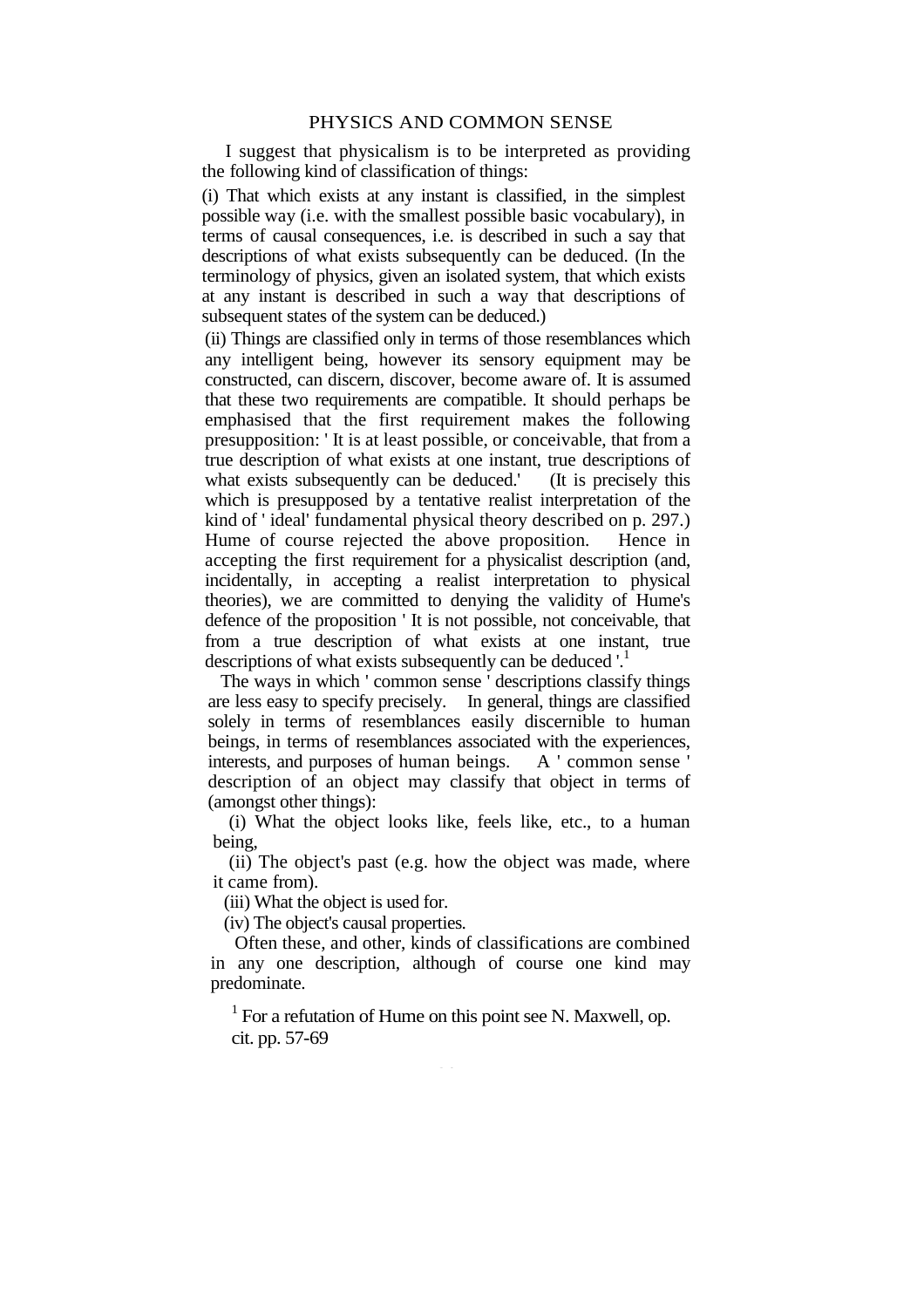# PHYSICS AND COMMON SENSE

I suggest that physicalism is to be interpreted as providing the following kind of classification of things:

(i) That which exists at any instant is classified, in the simplest possible way (i.e. with the smallest possible basic vocabulary), in terms of causal consequences, i.e. is described in such a say that descriptions of what exists subsequently can be deduced. (In the terminology of physics, given an isolated system, that which exists at any instant is described in such a way that descriptions of subsequent states of the system can be deduced.)

(ii) Things are classified only in terms of those resemblances which any intelligent being, however its sensory equipment may be constructed, can discern, discover, become aware of. It is assumed that these two requirements are compatible. It should perhaps be emphasised that the first requirement makes the following presupposition: ' It is at least possible, or conceivable, that from a true description of what exists at one instant, true descriptions of what exists subsequently can be deduced.' (It is precisely this which is presupposed by a tentative realist interpretation of the kind of ' ideal' fundamental physical theory described on p. 297.) Hume of course rejected the above proposition. Hence in accepting the first requirement for a physicalist description (and, incidentally, in accepting a realist interpretation to physical theories), we are committed to denying the validity of Hume's defence of the proposition ' It is not possible, not conceivable, that from a true description of what exists at one instant, true descriptions of what exists subsequently can be deduced '.[1]

The ways in which ' common sense ' descriptions classify things are less easy to specify precisely. In general, things are classified solely in terms of resemblances easily discernible to human beings, in terms of resemblances associated with the experiences, interests, and purposes of human beings. A ' common sense ' description of an object may classify that object in terms of (amongst other things):

(i) What the object looks like, feels like, etc., to a human being,

(ii) The object's past (e.g. how the object was made, where it came from).

(iii) What the object is used for.

(iv) The object's causal properties.

Often these, and other, kinds of classifications are combined in any one description, although of course one kind may predominate.

[1] For a refutation of Hume on this point see N. Maxwell, op. cit. pp. 57-69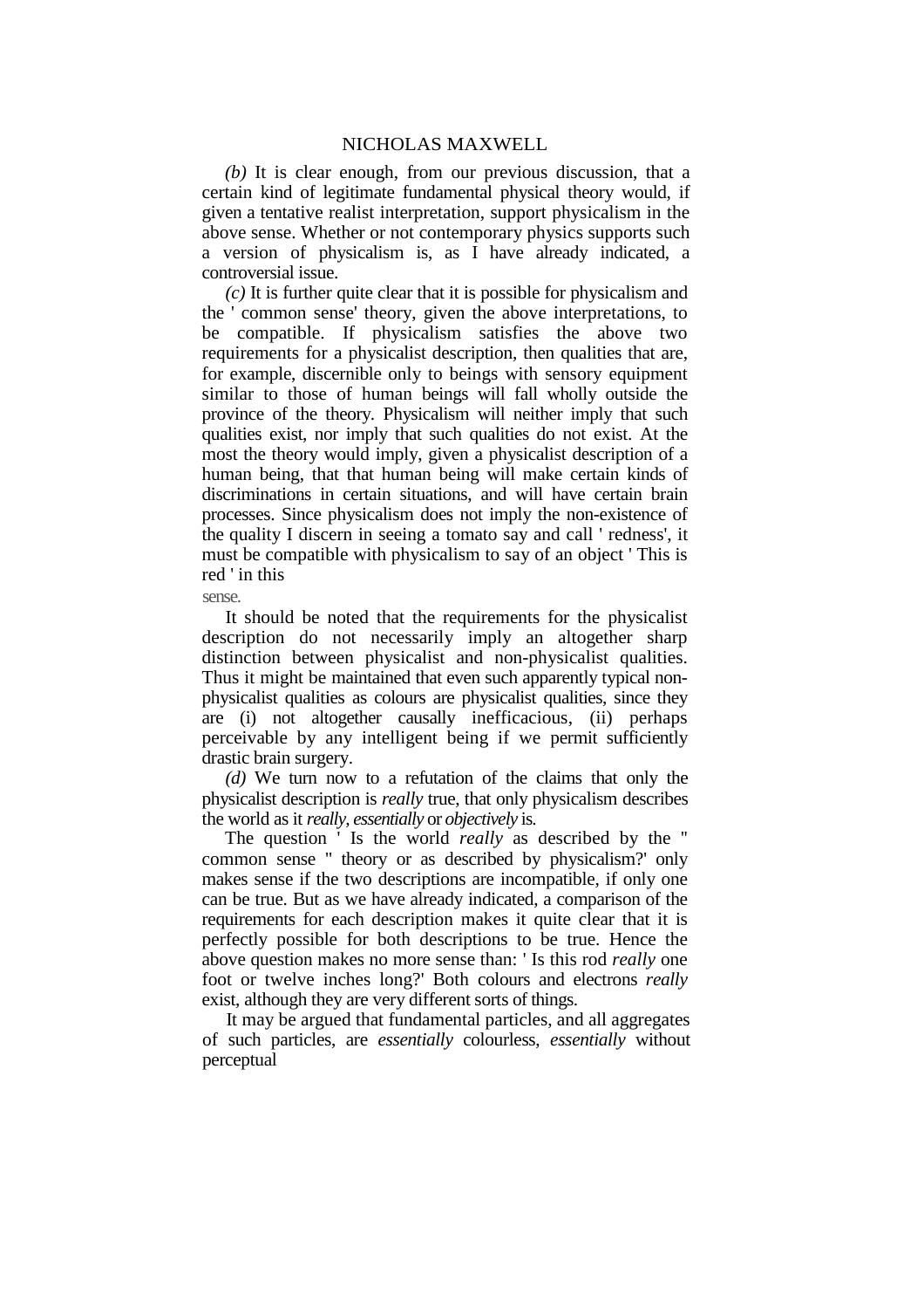*(b)* It is clear enough, from our previous discussion, that a certain kind of legitimate fundamental physical theory would, if given a tentative realist interpretation, support physicalism in the above sense. Whether or not contemporary physics supports such a version of physicalism is, as I have already indicated, a controversial issue.

*(c)* It is further quite clear that it is possible for physicalism and the ' common sense' theory, given the above interpretations, to be compatible. If physicalism satisfies the above two requirements for a physicalist description, then qualities that are, for example, discernible only to beings with sensory equipment similar to those of human beings will fall wholly outside the province of the theory. Physicalism will neither imply that such qualities exist, nor imply that such qualities do not exist. At the most the theory would imply, given a physicalist description of a human being, that that human being will make certain kinds of discriminations in certain situations, and will have certain brain processes. Since physicalism does not imply the non-existence of the quality I discern in seeing a tomato say and call ' redness', it must be compatible with physicalism to say of an object ' This is red ' in this sense.

It should be noted that the requirements for the physicalist description do not necessarily imply an altogether sharp distinction between physicalist and non-physicalist qualities. Thus it might be maintained that even such apparently typical non-physicalist qualities as colours are physicalist qualities, since they are (i) not altogether causally inefficacious, (ii) perhaps perceivable by any intelligent being if we permit sufficiently drastic brain surgery.

*(d)* We turn now to a refutation of the claims that only the physicalist description is *really* true, that only physicalism describes the world as it *really*, *essentially* or *objectively* is.

The question ' Is the world *really* as described by the " common sense " theory or as described by physicalism?' only makes sense if the two descriptions are incompatible, if only one can be true. But as we have already indicated, a comparison of the requirements for each description makes it quite clear that it is perfectly possible for both descriptions to be true. Hence the above question makes no more sense than: ' Is this rod *really* one foot or twelve inches long?' Both colours and electrons *really* exist, although they are very different sorts of things.

It may be argued that fundamental particles, and all aggregates of such particles, are *essentially* colourless, *essentially* without perceptual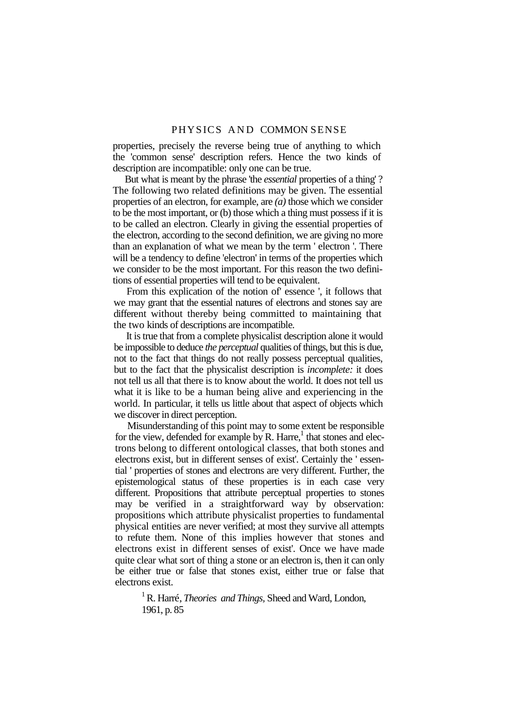properties, precisely the reverse being true of anything to which the 'common sense' description refers. Hence the two kinds of description are incompatible: only one can be true.

But what is meant by the phrase 'the *essential* properties of a thing'? The following two related definitions may be given. The essential properties of an electron, for example, are *(a)* those which we consider to be the most important, or (b) those which a thing must possess if it is to be called an electron. Clearly in giving the essential properties of the electron, according to the second definition, we are giving no more than an explanation of what we mean by the term ' electron '. There will be a tendency to define 'electron' in terms of the properties which we consider to be the most important. For this reason the two definitions of essential properties will tend to be equivalent.

From this explication of the notion of' essence ', it follows that we may grant that the essential natures of electrons and stones say are different without thereby being committed to maintaining that the two kinds of descriptions are incompatible.

It is true that from a complete physicalist description alone it would be impossible to deduce *the perceptual* qualities of things, but this is due, not to the fact that things do not really possess perceptual qualities, but to the fact that the physicalist description is *incomplete:* it does not tell us all that there is to know about the world. It does not tell us what it is like to be a human being alive and experiencing in the world. In particular, it tells us little about that aspect of objects which we discover in direct perception.

Misunderstanding of this point may to some extent be responsible for the view, defended for example by R. Harre,[1] that stones and electrons belong to different ontological classes, that both stones and electrons exist, but in different senses of exist'. Certainly the ' essential ' properties of stones and electrons are very different. Further, the epistemological status of these properties is in each case very different. Propositions that attribute perceptual properties to stones may be verified in a straightforward way by observation: propositions which attribute physicalist properties to fundamental physical entities are never verified; at most they survive all attempts to refute them. None of this implies however that stones and electrons exist in different senses of exist'. Once we have made quite clear what sort of thing a stone or an electron is, then it can only be either true or false that stones exist, either true or false that electrons exist.

[1] R. Harré, *Theories and Things,* Sheed and Ward, London, 1961, p. 85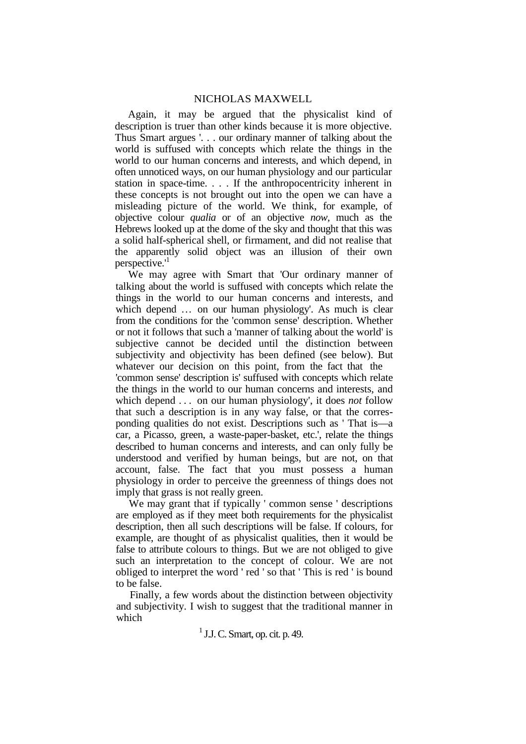Again, it may be argued that the physicalist kind of description is truer than other kinds because it is more objective. Thus Smart argues '. . . our ordinary manner of talking about the world is suffused with concepts which relate the things in the world to our human concerns and interests, and which depend, in often unnoticed ways, on our human physiology and our particular station in space-time. . . . If the anthropocentricity inherent in these concepts is not brought out into the open we can have a misleading picture of the world. We think, for example, of objective colour *qualia* or of an objective *now*, much as the Hebrews looked up at the dome of the sky and thought that this was a solid half-spherical shell, or firmament, and did not realise that the apparently solid object was an illusion of their own perspective.'[1]

We may agree with Smart that 'Our ordinary manner of talking about the world is suffused with concepts which relate the things in the world to our human concerns and interests, and which depend … on our human physiology'. As much is clear from the conditions for the 'common sense' description. Whether or not it follows that such a 'manner of talking about the world' is subjective cannot be decided until the distinction between subjectivity and objectivity has been defined (see below). But whatever our decision on this point, from the fact that the 'common sense' description is' suffused with concepts which relate the things in the world to our human concerns and interests, and which depend . . . on our human physiology', it does *not* follow that such a description is in any way false, or that the corresponding qualities do not exist. Descriptions such as ' That is—a car, a Picasso, green, a waste-paper-basket, etc.', relate the things described to human concerns and interests, and can only fully be understood and verified by human beings, but are not, on that account, false. The fact that you must possess a human physiology in order to perceive the greenness of things does not imply that grass is not really green.

We may grant that if typically ' common sense ' descriptions are employed as if they meet both requirements for the physicalist description, then all such descriptions will be false. If colours, for example, are thought of as physicalist qualities, then it would be false to attribute colours to things. But we are not obliged to give such an interpretation to the concept of colour. We are not obliged to interpret the word ' red ' so that ' This is red ' is bound to be false.

Finally, a few words about the distinction between objectivity and subjectivity. I wish to suggest that the traditional manner in which

[1] J.J. C. Smart, op. cit. p. 49.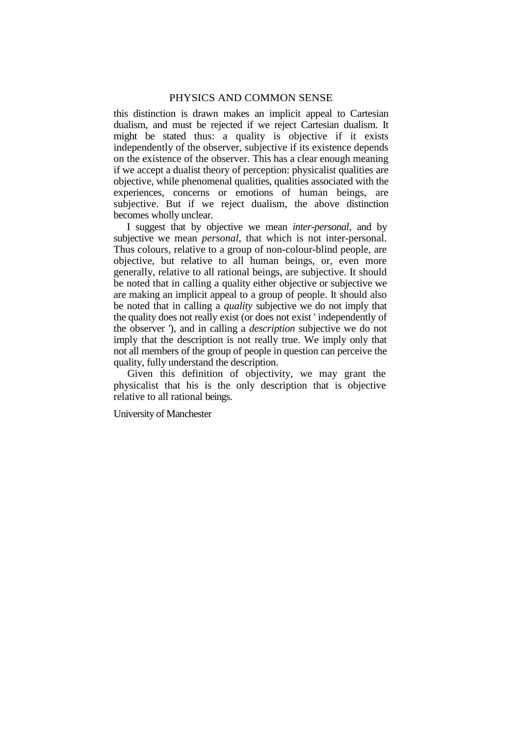this distinction is drawn makes an implicit appeal to Cartesian dualism, and must be rejected if we reject Cartesian dualism. It might be stated thus: a quality is objective if it exists independently of the observer, subjective if its existence depends on the existence of the observer. This has a clear enough meaning if we accept a dualist theory of perception: physicalist qualities are objective, while phenomenal qualities, qualities associated with the experiences, concerns or emotions of human beings, are subjective. But if we reject dualism, the above distinction becomes wholly unclear.

I suggest that by objective we mean *inter-personal,* and by subjective we mean *personal,* that which is not inter-personal. Thus colours, relative to a group of non-colour-blind people, are objective, but relative to all human beings, or, even more generally, relative to all rational beings, are subjective. It should be noted that in calling a quality either objective or subjective we are making an implicit appeal to a group of people. It should also be noted that in calling a *quality* subjective we do not imply that the quality does not really exist (or does not exist ' independently of the observer '), and in calling a *description* subjective we do not imply that the description is not really true. We imply only that not all members of the group of people in question can perceive the quality, fully understand the description.

Given this definition of objectivity, we may grant the physicalist that his is the only description that is objective relative to all rational beings.

University of Manchester